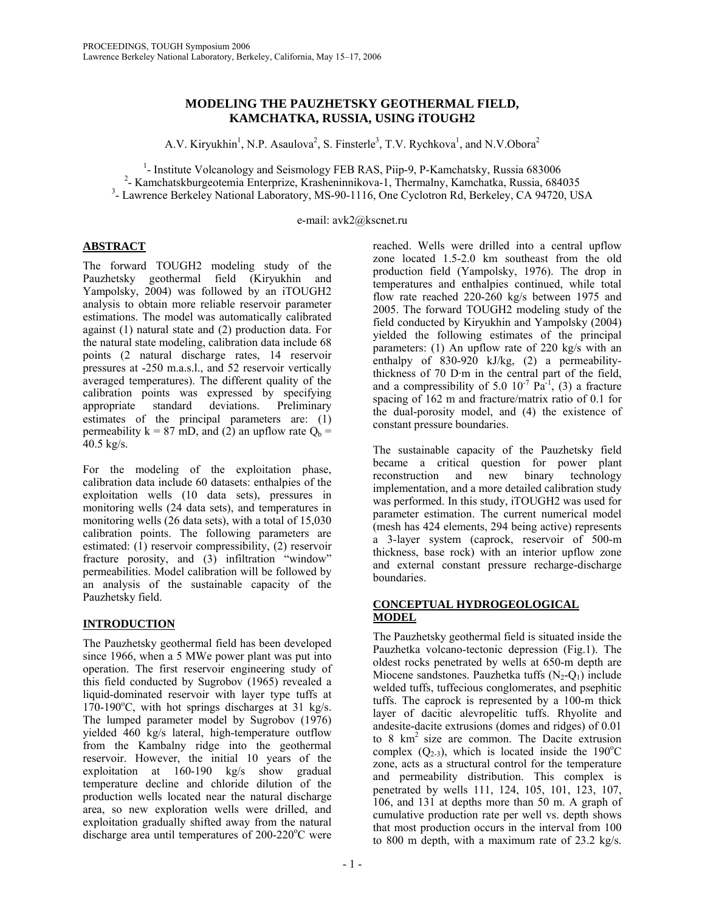# MODELING THE PAUZHETSKY GEOTHERMAL FIELD, KAMCHATKA, RUSSIA, USING iTOUGH2

A.V. Kiryukhin[1], N.P. Asaulova[2], S. Finsterle[3], T.V. Rychkova[1], and N.V.Obora[2]

[1]- Institute Volcanology and Seismology FEB RAS, Piip-9, P-Kamchatsky, Russia 683006
[2]- Kamchatskburgeotemia Enterprize, Krasheninnikova-1, Thermalny, Kamchatka, Russia, 684035
[3]- Lawrence Berkeley National Laboratory, MS-90-1116, One Cyclotron Rd, Berkeley, CA 94720, USA

e-mail: avk2@kscnet.ru

## ABSTRACT

The forward TOUGH2 modeling study of the Pauzhetsky geothermal field (Kiryukhin and Yampolsky, 2004) was followed by an iTOUGH2 analysis to obtain more reliable reservoir parameter estimations. The model was automatically calibrated against (1) natural state and (2) production data. For the natural state modeling, calibration data include 68 points (2 natural discharge rates, 14 reservoir pressures at -250 m.a.s.l., and 52 reservoir vertically averaged temperatures). The different quality of the calibration points was expressed by specifying appropriate standard deviations. Preliminary estimates of the principal parameters are: (1) permeability k = 87 mD, and (2) an upflow rate $Q_b$ = 40.5 kg/s.

For the modeling of the exploitation phase, calibration data include 60 datasets: enthalpies of the exploitation wells (10 data sets), pressures in monitoring wells (24 data sets), and temperatures in monitoring wells (26 data sets), with a total of 15,030 calibration points. The following parameters are estimated: (1) reservoir compressibility, (2) reservoir fracture porosity, and (3) infiltration "window" permeabilities. Model calibration will be followed by an analysis of the sustainable capacity of the Pauzhetsky field.

## INTRODUCTION

The Pauzhetsky geothermal field has been developed since 1966, when a 5 MWe power plant was put into operation. The first reservoir engineering study of this field conducted by Sugrobov (1965) revealed a liquid-dominated reservoir with layer type tuffs at 170-190°C, with hot springs discharges at 31 kg/s. The lumped parameter model by Sugrobov (1976) yielded 460 kg/s lateral, high-temperature outflow from the Kambalny ridge into the geothermal reservoir. However, the initial 10 years of the exploitation at 160-190 kg/s show gradual temperature decline and chloride dilution of the production wells located near the natural discharge area, so new exploration wells were drilled, and exploitation gradually shifted away from the natural discharge area until temperatures of 200-220°C were reached. Wells were drilled into a central upflow zone located 1.5-2.0 km southeast from the old production field (Yampolsky, 1976). The drop in temperatures and enthalpies continued, while total flow rate reached 220-260 kg/s between 1975 and 2005. The forward TOUGH2 modeling study of the field conducted by Kiryukhin and Yampolsky (2004) yielded the following estimates of the principal parameters: (1) An upflow rate of 220 kg/s with an enthalpy of 830-920 kJ/kg, (2) a permeability-thickness of 70 D·m in the central part of the field, and a compressibility of 5.0 $10^{-7}$ $Pa^{-1}$, (3) a fracture spacing of 162 m and fracture/matrix ratio of 0.1 for the dual-porosity model, and (4) the existence of constant pressure boundaries.

The sustainable capacity of the Pauzhetsky field became a critical question for power plant reconstruction and new binary technology implementation, and a more detailed calibration study was performed. In this study, iTOUGH2 was used for parameter estimation. The current numerical model (mesh has 424 elements, 294 being active) represents a 3-layer system (caprock, reservoir of 500-m thickness, base rock) with an interior upflow zone and external constant pressure recharge-discharge boundaries.

## CONCEPTUAL HYDROGEOLOGICAL MODEL

The Pauzhetsky geothermal field is situated inside the Pauzhetka volcano-tectonic depression (Fig.1). The oldest rocks penetrated by wells at 650-m depth are Miocene sandstones. Pauzhetka tuffs ($N_2$-$Q_1$) include welded tuffs, tuffecious conglomerates, and psephitic tuffs. The caprock is represented by a 100-m thick layer of dacitic alevropelitic tuffs. Rhyolite and andesite-dacite extrusions (domes and ridges) of 0.01 to 8 $km^2$ size are common. The Dacite extrusion complex ($Q_{2-3}$), which is located inside the 190°C zone, acts as a structural control for the temperature and permeability distribution. This complex is penetrated by wells 111, 124, 105, 101, 123, 107, 106, and 131 at depths more than 50 m. A graph of cumulative production rate per well vs. depth shows that most production occurs in the interval from 100 to 800 m depth, with a maximum rate of 23.2 kg/s.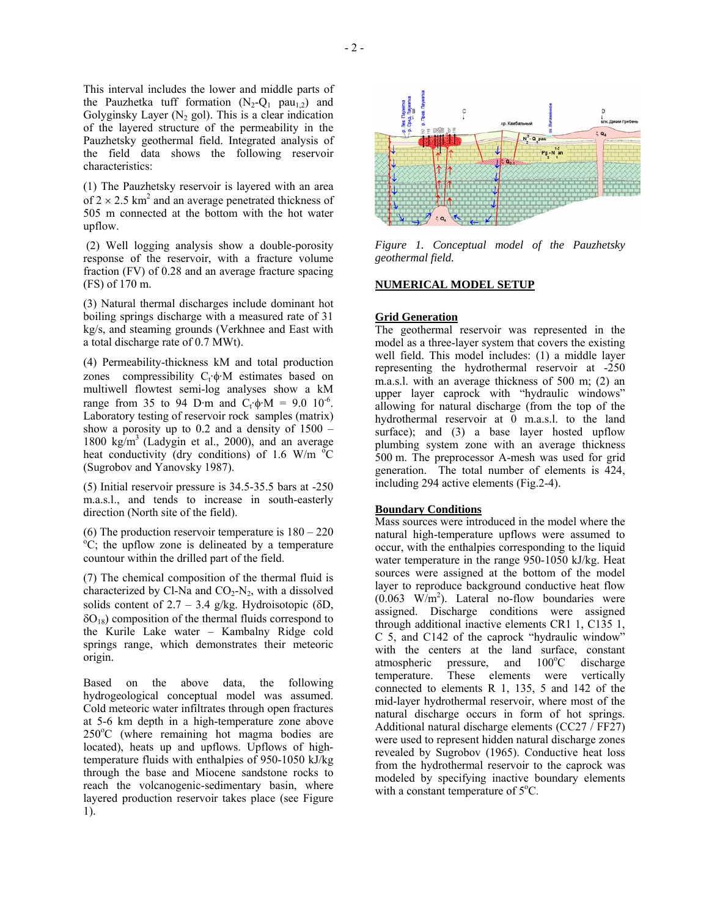This interval includes the lower and middle parts of the Pauzhetka tuff formation ($N_2$-$Q_1$ $pau_{1,2}$) and Golyginsky Layer ($N_2$ gol). This is a clear indication of the layered structure of the permeability in the Pauzhetsky geothermal field. Integrated analysis of the field data shows the following reservoir characteristics:

(1) The Pauzhetsky reservoir is layered with an area of $2 \times 2.5$ km$^2$ and an average penetrated thickness of 505 m connected at the bottom with the hot water upflow.

(2) Well logging analysis show a double-porosity response of the reservoir, with a fracture volume fraction (FV) of 0.28 and an average fracture spacing (FS) of 170 m.

(3) Natural thermal discharges include dominant hot boiling springs discharge with a measured rate of 31 kg/s, and steaming grounds (Verkhnee and East with a total discharge rate of 0.7 MWt).

(4) Permeability-thickness kM and total production zones compressibility $C_t \cdot \phi \cdot M$ estimates based on multiwell flowtest semi-log analyses show a kM range from 35 to 94 D·m and $C_t \cdot \phi \cdot M$ = 9.0 $10^{-6}$. Laboratory testing of reservoir rock samples (matrix) show a porosity up to 0.2 and a density of 1500 – 1800 kg/m$^3$ (Ladygin et al., 2000), and an average heat conductivity (dry conditions) of 1.6 W/m $^o$C (Sugrobov and Yanovsky 1987).

(5) Initial reservoir pressure is 34.5-35.5 bars at -250 m.a.s.l., and tends to increase in south-easterly direction (North site of the field).

(6) The production reservoir temperature is 180 – 220 $^o$C; the upflow zone is delineated by a temperature countour within the drilled part of the field.

(7) The chemical composition of the thermal fluid is characterized by Cl-Na and $CO_2$-$N_2$, with a dissolved solids content of 2.7 – 3.4 g/kg. Hydroisotopic ($\delta$D, $\delta O_{18}$) composition of the thermal fluids correspond to the Kurile Lake water – Kambalny Ridge cold springs range, which demonstrates their meteoric origin.

Based on the above data, the following hydrogeological conceptual model was assumed. Cold meteoric water infiltrates through open fractures at 5-6 km depth in a high-temperature zone above 250$^o$C (where remaining hot magma bodies are located), heats up and upflows. Upflows of high-temperature fluids with enthalpies of 950-1050 kJ/kg through the base and Miocene sandstone rocks to reach the volcanogenic-sedimentary basin, where layered production reservoir takes place (see Figure 1).

*Figure 1. Conceptual model of the Pauzhetsky geothermal field.*

## NUMERICAL MODEL SETUP

### Grid Generation

The geothermal reservoir was represented in the model as a three-layer system that covers the existing well field. This model includes: (1) a middle layer representing the hydrothermal reservoir at -250 m.a.s.l. with an average thickness of 500 m; (2) an upper layer caprock with "hydraulic windows" allowing for natural discharge (from the top of the hydrothermal reservoir at 0 m.a.s.l. to the land surface); and (3) a base layer hosted upflow plumbing system zone with an average thickness 500 m. The preprocessor A-mesh was used for grid generation. The total number of elements is 424, including 294 active elements (Fig.2-4).

### Boundary Conditions

Mass sources were introduced in the model where the natural high-temperature upflows were assumed to occur, with the enthalpies corresponding to the liquid water temperature in the range 950-1050 kJ/kg. Heat sources were assigned at the bottom of the model layer to reproduce background conductive heat flow (0.063 W/m$^2$). Lateral no-flow boundaries were assigned. Discharge conditions were assigned through additional inactive elements CR1 1, C135 1, C 5, and C142 of the caprock "hydraulic window" with the centers at the land surface, constant atmospheric pressure, and 100$^o$C discharge temperature. These elements were vertically connected to elements R 1, 135, 5 and 142 of the mid-layer hydrothermal reservoir, where most of the natural discharge occurs in form of hot springs. Additional natural discharge elements (CC27 / FF27) were used to represent hidden natural discharge zones revealed by Sugrobov (1965). Conductive heat loss from the hydrothermal reservoir to the caprock was modeled by specifying inactive boundary elements with a constant temperature of 5$^o$C.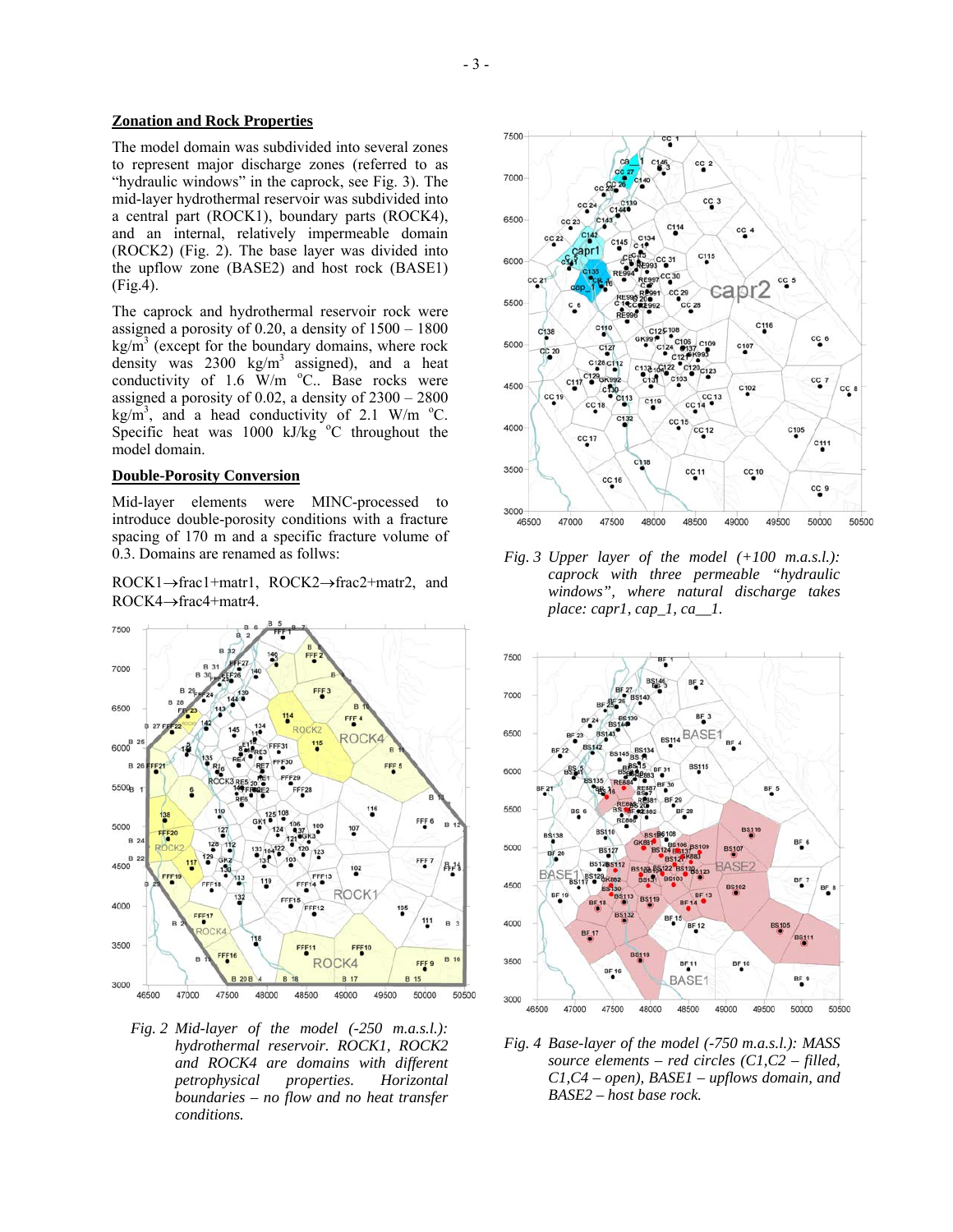## Zonation and Rock Properties

The model domain was subdivided into several zones to represent major discharge zones (referred to as "hydraulic windows" in the caprock, see Fig. 3). The mid-layer hydrothermal reservoir was subdivided into a central part (ROCK1), boundary parts (ROCK4), and an internal, relatively impermeable domain (ROCK2) (Fig. 2). The base layer was divided into the upflow zone (BASE2) and host rock (BASE1) (Fig.4).

The caprock and hydrothermal reservoir rock were assigned a porosity of 0.20, a density of 1500 – 1800 $kg/m^3$ (except for the boundary domains, where rock density was 2300 $kg/m^3$ assigned), and a heat conductivity of 1.6 W/m $^oC$.. Base rocks were assigned a porosity of 0.02, a density of 2300 – 2800 $kg/m^3$, and a head conductivity of 2.1 W/m $^oC$. Specific heat was 1000 kJ/kg $^oC$ throughout the model domain.

## Double-Porosity Conversion

Mid-layer elements were MINC-processed to introduce double-porosity conditions with a fracture spacing of 170 m and a specific fracture volume of 0.3. Domains are renamed as follws:

ROCK1→frac1+matr1, ROCK2→frac2+matr2, and ROCK4→frac4+matr4.

*Fig. 2 Mid-layer of the model (-250 m.a.s.l.): hydrothermal reservoir. ROCK1, ROCK2 and ROCK4 are domains with different petrophysical properties. Horizontal boundaries – no flow and no heat transfer conditions.*

*Fig. 3 Upper layer of the model (+100 m.a.s.l.): caprock with three permeable "hydraulic windows", where natural discharge takes place: capr1, cap_1, ca__1.*

*Fig. 4 Base-layer of the model (-750 m.a.s.l.): MASS source elements – red circles (C1,C2 – filled, C1,C4 – open), BASE1 – upflows domain, and BASE2 – host base rock.*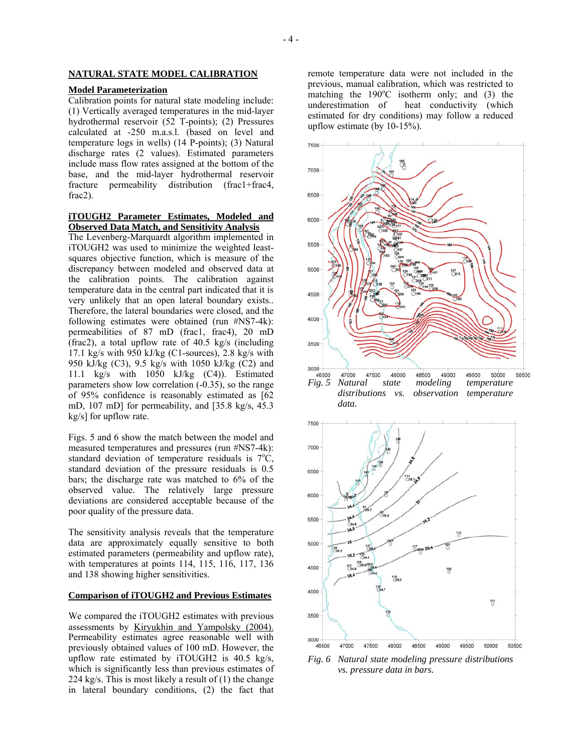## NATURAL STATE MODEL CALIBRATION

### Model Parameterization

Calibration points for natural state modeling include: (1) Vertically averaged temperatures in the mid-layer hydrothermal reservoir (52 T-points); (2) Pressures calculated at -250 m.a.s.l. (based on level and temperature logs in wells) (14 P-points); (3) Natural discharge rates (2 values). Estimated parameters include mass flow rates assigned at the bottom of the base, and the mid-layer hydrothermal reservoir fracture permeability distribution (frac1+frac4, frac2).

### iTOUGH2 Parameter Estimates, Modeled and Observed Data Match, and Sensitivity Analysis

The Levenberg-Marquardt algorithm implemented in iTOUGH2 was used to minimize the weighted least-squares objective function, which is measure of the discrepancy between modeled and observed data at the calibration points. The calibration against temperature data in the central part indicated that it is very unlikely that an open lateral boundary exists.. Therefore, the lateral boundaries were closed, and the following estimates were obtained (run #NS7-4k): permeabilities of 87 mD (frac1, frac4), 20 mD (frac2), a total upflow rate of 40.5 kg/s (including 17.1 kg/s with 950 kJ/kg (C1-sources), 2.8 kg/s with 950 kJ/kg (C3), 9.5 kg/s with 1050 kJ/kg (C2) and 11.1 kg/s with 1050 kJ/kg (C4)). Estimated parameters show low correlation (-0.35), so the range of 95% confidence is reasonably estimated as [62 mD, 107 mD] for permeability, and [35.8 kg/s, 45.3 kg/s] for upflow rate.

Figs. 5 and 6 show the match between the model and measured temperatures and pressures (run #NS7-4k): standard deviation of temperature residuals is 7°C, standard deviation of the pressure residuals is 0.5 bars; the discharge rate was matched to 6% of the observed value. The relatively large pressure deviations are considered acceptable because of the poor quality of the pressure data.

The sensitivity analysis reveals that the temperature data are approximately equally sensitive to both estimated parameters (permeability and upflow rate), with temperatures at points 114, 115, 116, 117, 136 and 138 showing higher sensitivities.

### Comparison of iTOUGH2 and Previous Estimates

We compared the iTOUGH2 estimates with previous assessments by Kiryukhin and Yampolsky (2004). Permeability estimates agree reasonable well with previously obtained values of 100 mD. However, the upflow rate estimated by iTOUGH2 is 40.5 kg/s, which is significantly less than previous estimates of 224 kg/s. This is most likely a result of (1) the change in lateral boundary conditions, (2) the fact that remote temperature data were not included in the previous, manual calibration, which was restricted to matching the 190°C isotherm only; and (3) the underestimation of heat conductivity (which estimated for dry conditions) may follow a reduced upflow estimate (by 10-15%).

*Fig. 5 Natural state modeling temperature distributions vs. observation temperature data.*

*Fig. 6 Natural state modeling pressure distributions vs. pressure data in bars.*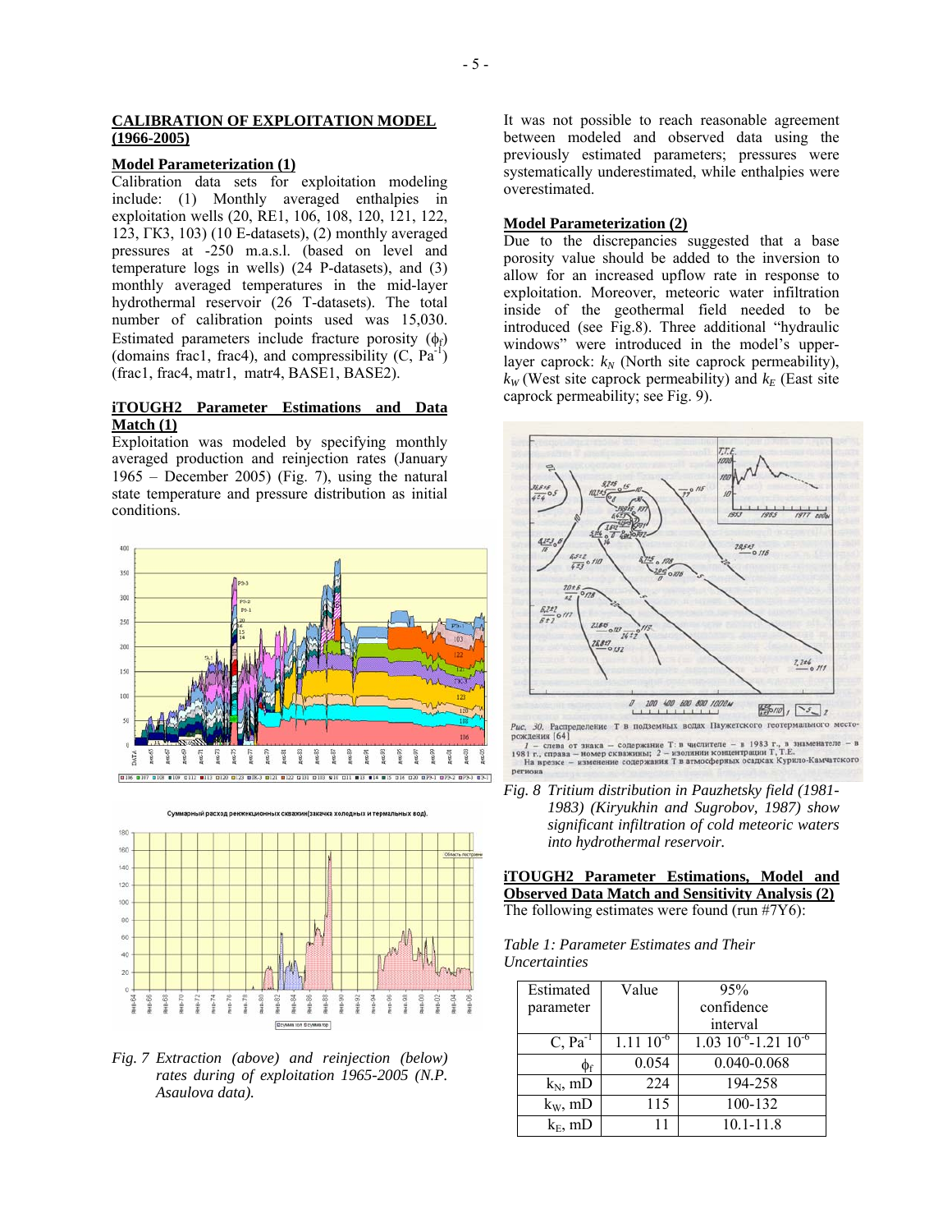## CALIBRATION OF EXPLOITATION MODEL (1966-2005)

### Model Parameterization (1)

Calibration data sets for exploitation modeling include: (1) Monthly averaged enthalpies in exploitation wells (20, RE1, 106, 108, 120, 121, 122, 123, ГК3, 103) (10 E-datasets), (2) monthly averaged pressures at -250 m.a.s.l. (based on level and temperature logs in wells) (24 P-datasets), and (3) monthly averaged temperatures in the mid-layer hydrothermal reservoir (26 T-datasets). The total number of calibration points used was 15,030. Estimated parameters include fracture porosity ($\phi_f$) (domains frac1, frac4), and compressibility (C, $Pa^{-1}$) (frac1, frac4, matr1, matr4, BASE1, BASE2).

### iTOUGH2 Parameter Estimations and Data Match (1)

Exploitation was modeled by specifying monthly averaged production and reinjection rates (January 1965 – December 2005) (Fig. 7), using the natural state temperature and pressure distribution as initial conditions.

*Fig. 7 Extraction (above) and reinjection (below) rates during of exploitation 1965-2005 (N.P. Asaulova data).*

It was not possible to reach reasonable agreement between modeled and observed data using the previously estimated parameters; pressures were systematically underestimated, while enthalpies were overestimated.

### Model Parameterization (2)

Due to the discrepancies suggested that a base porosity value should be added to the inversion to allow for an increased upflow rate in response to exploitation. Moreover, meteoric water infiltration inside of the geothermal field needed to be introduced (see Fig.8). Three additional "hydraulic windows" were introduced in the model's upper-layer caprock: $k_N$ (North site caprock permeability), $k_W$ (West site caprock permeability) and $k_E$ (East site caprock permeability; see Fig. 9).

*Fig. 8 Tritium distribution in Pauzhetsky field (1981-1983) (Kiryukhin and Sugrobov, 1987) show significant infiltration of cold meteoric waters into hydrothermal reservoir.*

### iTOUGH2 Parameter Estimations, Model and Observed Data Match and Sensitivity Analysis (2)

The following estimates were found (run #7Y6):

*Table 1: Parameter Estimates and Their Uncertainties*

| Estimated parameter | Value | 95% confidence interval |
|---|---|---|
| C, $Pa^{-1}$ | $1.11\ 10^{-6}$ | $1.03\ 10^{-6}$-$1.21\ 10^{-6}$ |
| $\phi_f$ | 0.054 | 0.040-0.068 |
| $k_N$, mD | 224 | 194-258 |
| $k_W$, mD | 115 | 100-132 |
| $k_E$, mD | 11 | 10.1-11.8 |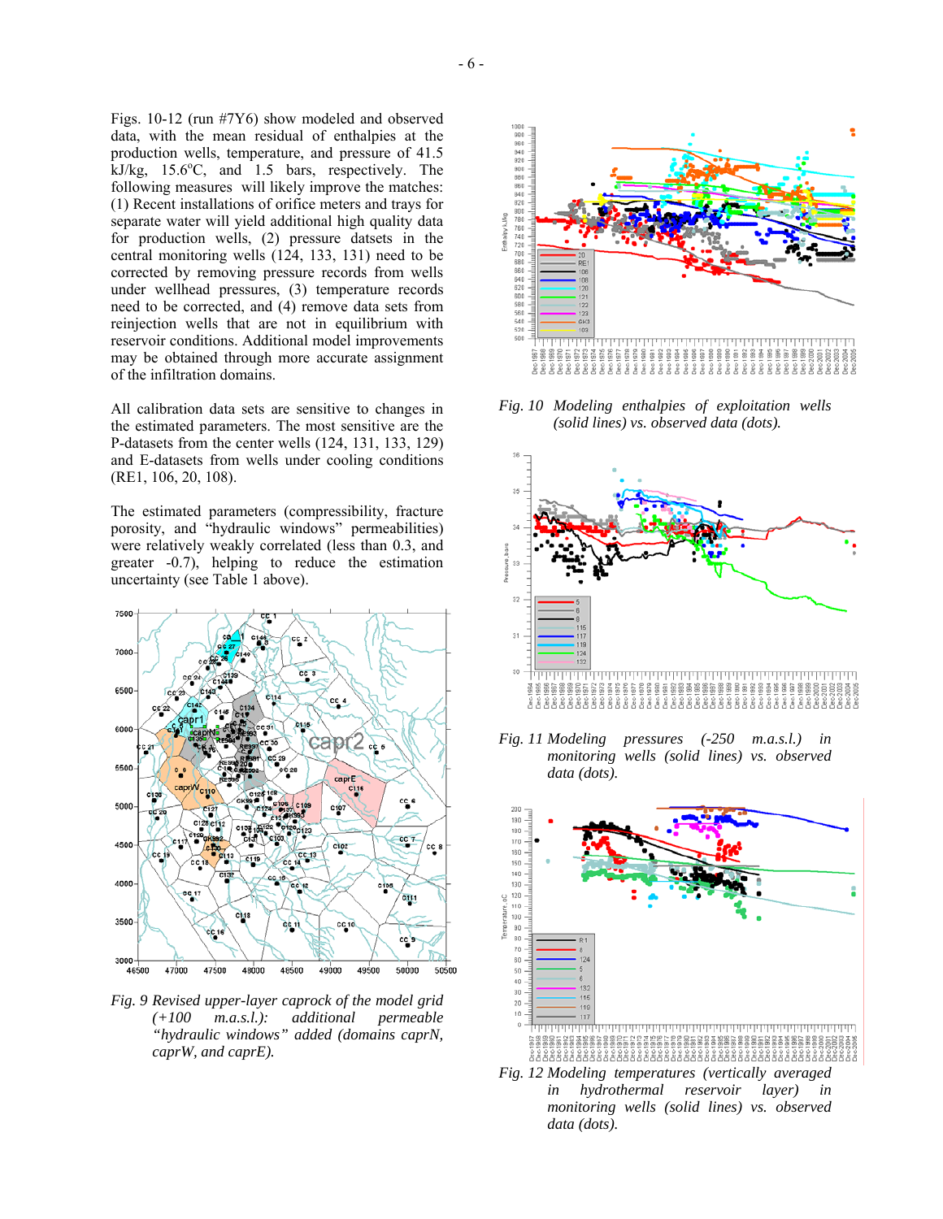Figs. 10-12 (run #7Y6) show modeled and observed data, with the mean residual of enthalpies at the production wells, temperature, and pressure of 41.5 kJ/kg, 15.6°C, and 1.5 bars, respectively. The following measures will likely improve the matches: (1) Recent installations of orifice meters and trays for separate water will yield additional high quality data for production wells, (2) pressure datsets in the central monitoring wells (124, 133, 131) need to be corrected by removing pressure records from wells under wellhead pressures, (3) temperature records need to be corrected, and (4) remove data sets from reinjection wells that are not in equilibrium with reservoir conditions. Additional model improvements may be obtained through more accurate assignment of the infiltration domains.

All calibration data sets are sensitive to changes in the estimated parameters. The most sensitive are the P-datasets from the center wells (124, 131, 133, 129) and E-datasets from wells under cooling conditions (RE1, 106, 20, 108).

The estimated parameters (compressibility, fracture porosity, and "hydraulic windows" permeabilities) were relatively weakly correlated (less than 0.3, and greater -0.7), helping to reduce the estimation uncertainty (see Table 1 above).

*Fig. 9 Revised upper-layer caprock of the model grid (+100 m.a.s.l.): additional permeable "hydraulic windows" added (domains caprN, caprW, and caprE).*

*Fig. 10 Modeling enthalpies of exploitation wells (solid lines) vs. observed data (dots).*

*Fig. 11 Modeling pressures (-250 m.a.s.l.) in monitoring wells (solid lines) vs. observed data (dots).*

*Fig. 12 Modeling temperatures (vertically averaged in hydrothermal reservoir layer) in monitoring wells (solid lines) vs. observed data (dots).*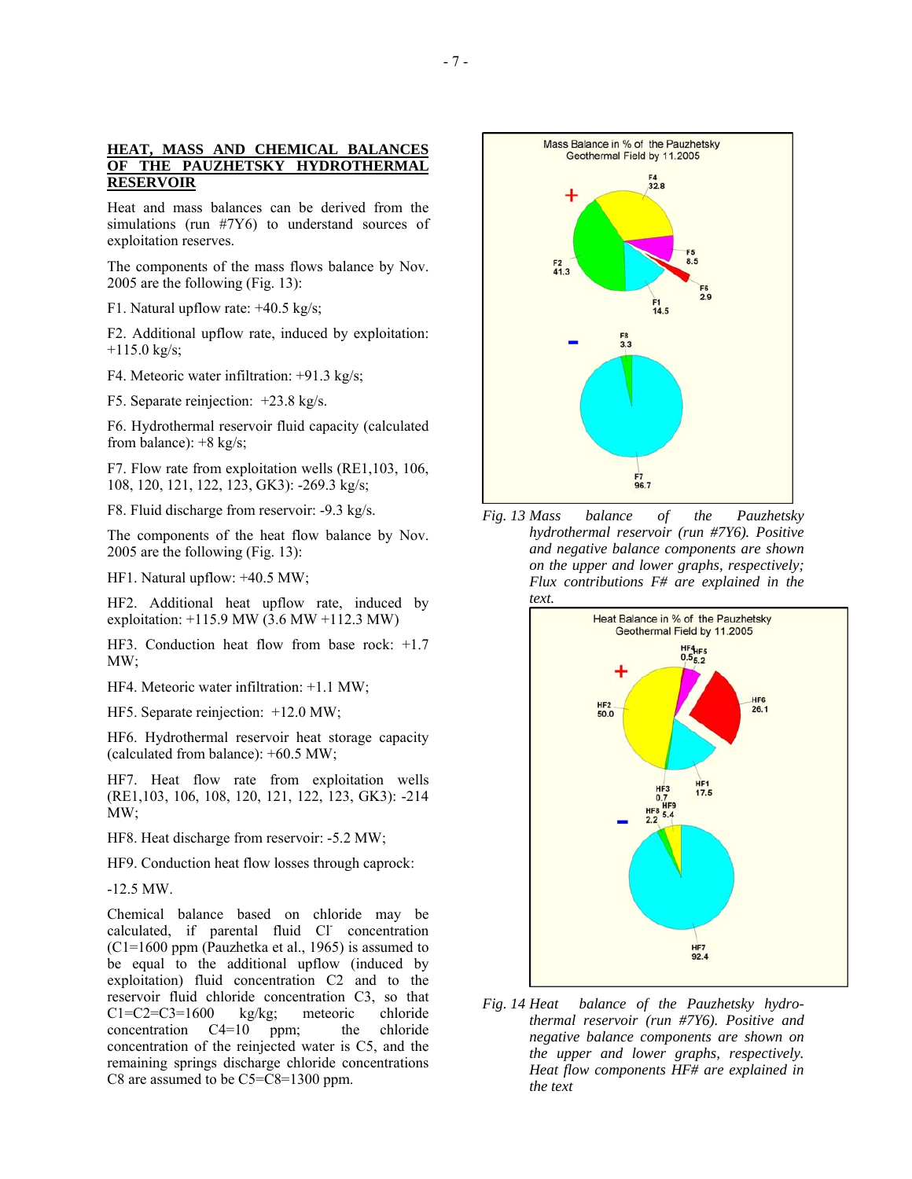## HEAT, MASS AND CHEMICAL BALANCES OF THE PAUZHETSKY HYDROTHERMAL RESERVOIR

Heat and mass balances can be derived from the simulations (run #7Y6) to understand sources of exploitation reserves.

The components of the mass flows balance by Nov. 2005 are the following (Fig. 13):

F1. Natural upflow rate: +40.5 kg/s;

F2. Additional upflow rate, induced by exploitation: +115.0 kg/s;

F4. Meteoric water infiltration: +91.3 kg/s;

F5. Separate reinjection: +23.8 kg/s.

F6. Hydrothermal reservoir fluid capacity (calculated from balance): +8 kg/s;

F7. Flow rate from exploitation wells (RE1,103, 106, 108, 120, 121, 122, 123, GK3): -269.3 kg/s;

F8. Fluid discharge from reservoir: -9.3 kg/s.

The components of the heat flow balance by Nov. 2005 are the following (Fig. 13):

HF1. Natural upflow: +40.5 MW;

HF2. Additional heat upflow rate, induced by exploitation: +115.9 MW (3.6 MW +112.3 MW)

HF3. Conduction heat flow from base rock: +1.7 MW;

HF4. Meteoric water infiltration: +1.1 MW;

HF5. Separate reinjection: +12.0 MW;

HF6. Hydrothermal reservoir heat storage capacity (calculated from balance): +60.5 MW;

HF7. Heat flow rate from exploitation wells (RE1,103, 106, 108, 120, 121, 122, 123, GK3): -214 MW;

HF8. Heat discharge from reservoir: -5.2 MW;

HF9. Conduction heat flow losses through caprock:

-12.5 MW.

Chemical balance based on chloride may be calculated, if parental fluid $Cl^-$ concentration ($C1=1600$ ppm (Pauzhetka et al., 1965) is assumed to be equal to the additional upflow (induced by exploitation) fluid concentration C2 and to the reservoir fluid chloride concentration C3, so that $C1=C2=C3=1600$ kg/kg; meteoric chloride concentration $C4=10$ ppm; the chloride concentration of the reinjected water is C5, and the remaining springs discharge chloride concentrations C8 are assumed to be $C5=C8=1300$ ppm.

*Fig. 13 Mass balance of the Pauzhetsky hydrothermal reservoir (run #7Y6). Positive and negative balance components are shown on the upper and lower graphs, respectively; Flux contributions F# are explained in the text.*

*Fig. 14 Heat balance of the Pauzhetsky hydrothermal reservoir (run #7Y6). Positive and negative balance components are shown on the upper and lower graphs, respectively. Heat flow components HF# are explained in the text*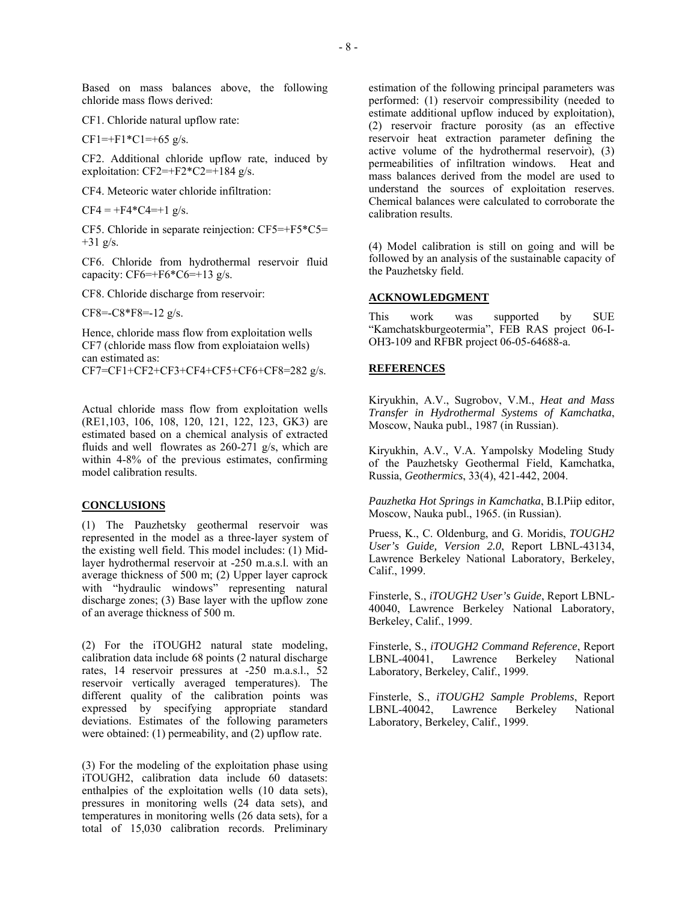Based on mass balances above, the following chloride mass flows derived:

CF1. Chloride natural upflow rate:

$CF1=+F1*C1=+65$ g/s.

CF2. Additional chloride upflow rate, induced by exploitation: $CF2=+F2*C2=+184$ g/s.

CF4. Meteoric water chloride infiltration:

$CF4 = +F4*C4=+1$ g/s.

CF5. Chloride in separate reinjection: $CF5=+F5*C5=+31$ g/s.

CF6. Chloride from hydrothermal reservoir fluid capacity: $CF6=+F6*C6=+13$ g/s.

CF8. Chloride discharge from reservoir:

$CF8=-C8*F8=-12$ g/s.

Hence, chloride mass flow from exploitation wells CF7 (chloride mass flow from exploiataion wells) can estimated as:
$CF7=CF1+CF2+CF3+CF4+CF5+CF6+CF8=282$ g/s.

Actual chloride mass flow from exploitation wells (RE1,103, 106, 108, 120, 121, 122, 123, GK3) are estimated based on a chemical analysis of extracted fluids and well flowrates as 260-271 g/s, which are within 4-8% of the previous estimates, confirming model calibration results.

## CONCLUSIONS

(1) The Pauzhetsky geothermal reservoir was represented in the model as a three-layer system of the existing well field. This model includes: (1) Mid-layer hydrothermal reservoir at -250 m.a.s.l. with an average thickness of 500 m; (2) Upper layer caprock with "hydraulic windows" representing natural discharge zones; (3) Base layer with the upflow zone of an average thickness of 500 m.

(2) For the iTOUGH2 natural state modeling, calibration data include 68 points (2 natural discharge rates, 14 reservoir pressures at -250 m.a.s.l., 52 reservoir vertically averaged temperatures). The different quality of the calibration points was expressed by specifying appropriate standard deviations. Estimates of the following parameters were obtained: (1) permeability, and (2) upflow rate.

(3) For the modeling of the exploitation phase using iTOUGH2, calibration data include 60 datasets: enthalpies of the exploitation wells (10 data sets), pressures in monitoring wells (24 data sets), and temperatures in monitoring wells (26 data sets), for a total of 15,030 calibration records. Preliminary estimation of the following principal parameters was performed: (1) reservoir compressibility (needed to estimate additional upflow induced by exploitation), (2) reservoir fracture porosity (as an effective reservoir heat extraction parameter defining the active volume of the hydrothermal reservoir), (3) permeabilities of infiltration windows. Heat and mass balances derived from the model are used to understand the sources of exploitation reserves. Chemical balances were calculated to corroborate the calibration results.

(4) Model calibration is still on going and will be followed by an analysis of the sustainable capacity of the Pauzhetsky field.

## ACKNOWLEDGMENT

This work was supported by SUE "Kamchatskburgeotermia", FEB RAS project 06-I-OH3-109 and RFBR project 06-05-64688-a.

## REFERENCES

Kiryukhin, A.V., Sugrobov, V.M., *Heat and Mass Transfer in Hydrothermal Systems of Kamchatka*, Moscow, Nauka publ., 1987 (in Russian).

Kiryukhin, A.V., V.A. Yampolsky Modeling Study of the Pauzhetsky Geothermal Field, Kamchatka, Russia, *Geothermics*, 33(4), 421-442, 2004.

*Pauzhetka Hot Springs in Kamchatka*, B.I.Piip editor, Moscow, Nauka publ., 1965. (in Russian).

Pruess, K., C. Oldenburg, and G. Moridis, *TOUGH2 User's Guide, Version 2.0*, Report LBNL-43134, Lawrence Berkeley National Laboratory, Berkeley, Calif., 1999.

Finsterle, S., *iTOUGH2 User's Guide*, Report LBNL-40040, Lawrence Berkeley National Laboratory, Berkeley, Calif., 1999.

Finsterle, S., *iTOUGH2 Command Reference*, Report LBNL-40041, Lawrence Berkeley National Laboratory, Berkeley, Calif., 1999.

Finsterle, S., *iTOUGH2 Sample Problems*, Report LBNL-40042, Lawrence Berkeley National Laboratory, Berkeley, Calif., 1999.